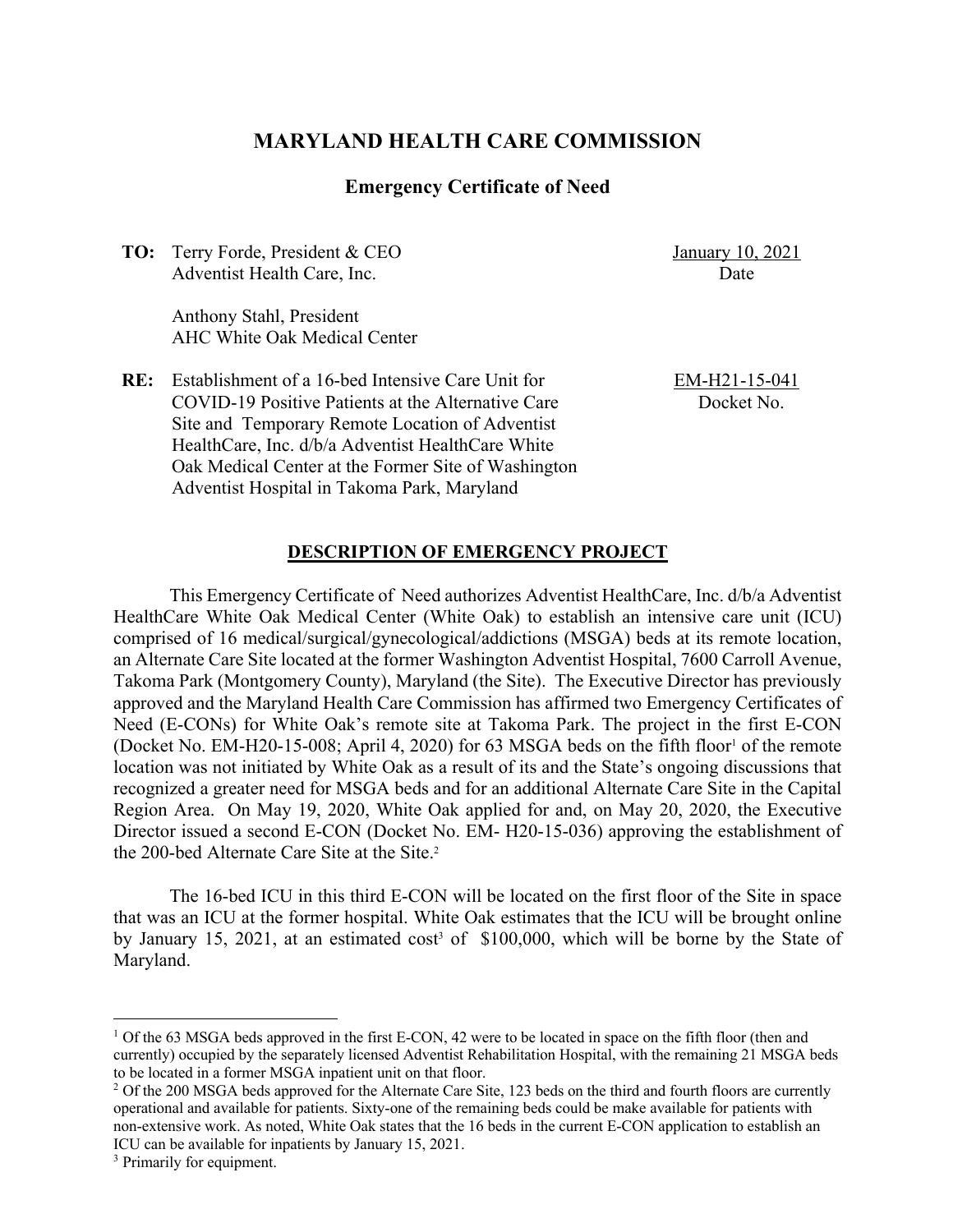# MARYLAND HEALTH CARE COMMISSION

## Emergency Certificate of Need

**TO:** Terry Forde, President & CEO
Adventist Health Care, Inc.

Anthony Stahl, President
AHC White Oak Medical Center

January 10, 2021
Date

**RE:** Establishment of a 16-bed Intensive Care Unit for COVID-19 Positive Patients at the Alternative Care Site and Temporary Remote Location of Adventist HealthCare, Inc. d/b/a Adventist HealthCare White Oak Medical Center at the Former Site of Washington Adventist Hospital in Takoma Park, Maryland

EM-H21-15-041
Docket No.

### DESCRIPTION OF EMERGENCY PROJECT

This Emergency Certificate of Need authorizes Adventist HealthCare, Inc. d/b/a Adventist HealthCare White Oak Medical Center (White Oak) to establish an intensive care unit (ICU) comprised of 16 medical/surgical/gynecological/addictions (MSGA) beds at its remote location, an Alternate Care Site located at the former Washington Adventist Hospital, 7600 Carroll Avenue, Takoma Park (Montgomery County), Maryland (the Site). The Executive Director has previously approved and the Maryland Health Care Commission has affirmed two Emergency Certificates of Need (E-CONs) for White Oak's remote site at Takoma Park. The project in the first E-CON (Docket No. EM-H20-15-008; April 4, 2020) for 63 MSGA beds on the fifth floor[1] of the remote location was not initiated by White Oak as a result of its and the State's ongoing discussions that recognized a greater need for MSGA beds and for an additional Alternate Care Site in the Capital Region Area. On May 19, 2020, White Oak applied for and, on May 20, 2020, the Executive Director issued a second E-CON (Docket No. EM- H20-15-036) approving the establishment of the 200-bed Alternate Care Site at the Site.[2]

The 16-bed ICU in this third E-CON will be located on the first floor of the Site in space that was an ICU at the former hospital. White Oak estimates that the ICU will be brought online by January 15, 2021, at an estimated cost[3] of $100,000, which will be borne by the State of Maryland.

---

[1] Of the 63 MSGA beds approved in the first E-CON, 42 were to be located in space on the fifth floor (then and currently) occupied by the separately licensed Adventist Rehabilitation Hospital, with the remaining 21 MSGA beds to be located in a former MSGA inpatient unit on that floor.

[2] Of the 200 MSGA beds approved for the Alternate Care Site, 123 beds on the third and fourth floors are currently operational and available for patients. Sixty-one of the remaining beds could be make available for patients with non-extensive work. As noted, White Oak states that the 16 beds in the current E-CON application to establish an ICU can be available for inpatients by January 15, 2021.

[3] Primarily for equipment.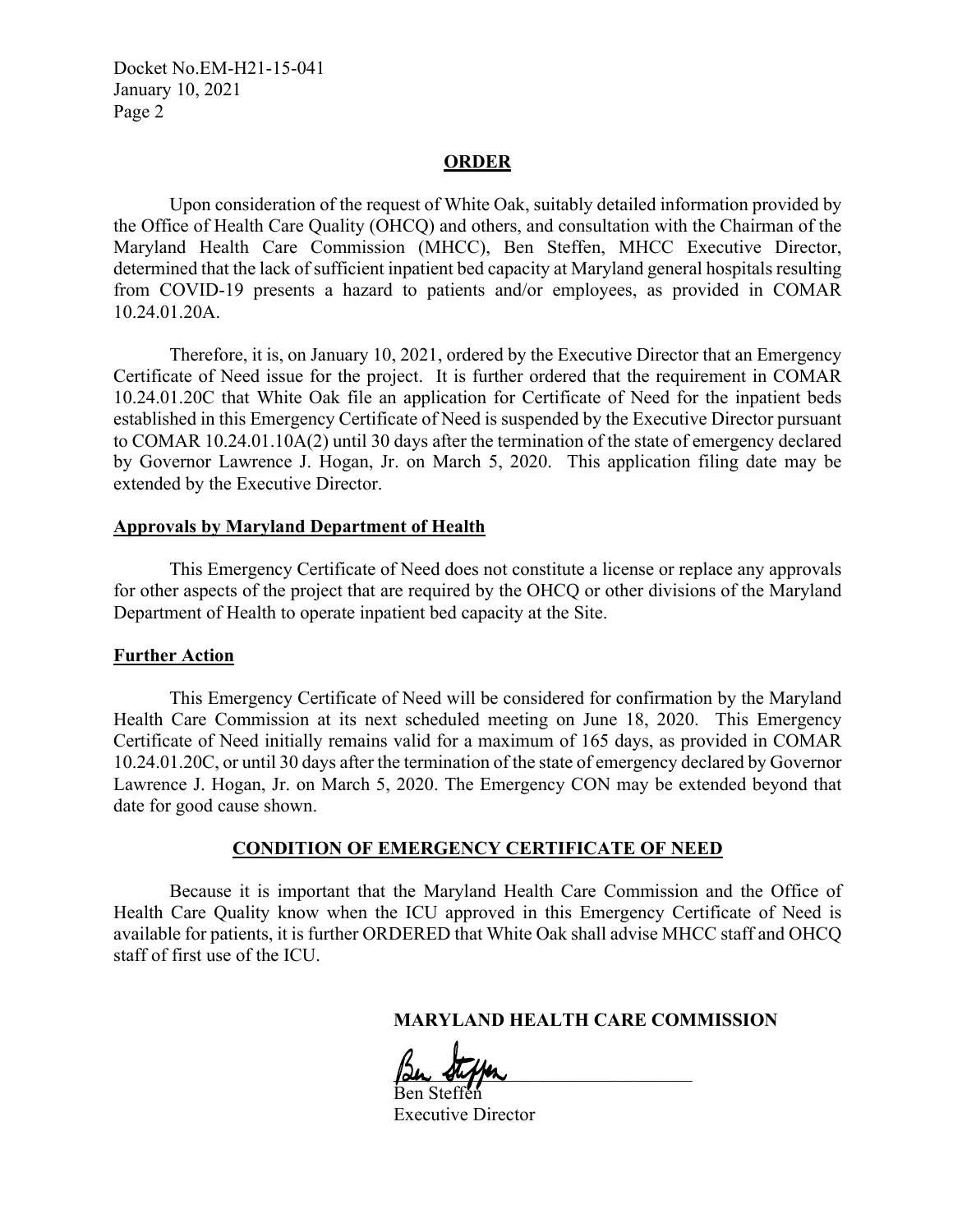## ORDER

Upon consideration of the request of White Oak, suitably detailed information provided by the Office of Health Care Quality (OHCQ) and others, and consultation with the Chairman of the Maryland Health Care Commission (MHCC), Ben Steffen, MHCC Executive Director, determined that the lack of sufficient inpatient bed capacity at Maryland general hospitals resulting from COVID-19 presents a hazard to patients and/or employees, as provided in COMAR 10.24.01.20A.

Therefore, it is, on January 10, 2021, ordered by the Executive Director that an Emergency Certificate of Need issue for the project. It is further ordered that the requirement in COMAR 10.24.01.20C that White Oak file an application for Certificate of Need for the inpatient beds established in this Emergency Certificate of Need is suspended by the Executive Director pursuant to COMAR 10.24.01.10A(2) until 30 days after the termination of the state of emergency declared by Governor Lawrence J. Hogan, Jr. on March 5, 2020. This application filing date may be extended by the Executive Director.

### Approvals by Maryland Department of Health

This Emergency Certificate of Need does not constitute a license or replace any approvals for other aspects of the project that are required by the OHCQ or other divisions of the Maryland Department of Health to operate inpatient bed capacity at the Site.

### Further Action

This Emergency Certificate of Need will be considered for confirmation by the Maryland Health Care Commission at its next scheduled meeting on June 18, 2020. This Emergency Certificate of Need initially remains valid for a maximum of 165 days, as provided in COMAR 10.24.01.20C, or until 30 days after the termination of the state of emergency declared by Governor Lawrence J. Hogan, Jr. on March 5, 2020. The Emergency CON may be extended beyond that date for good cause shown.

## CONDITION OF EMERGENCY CERTIFICATE OF NEED

Because it is important that the Maryland Health Care Commission and the Office of Health Care Quality know when the ICU approved in this Emergency Certificate of Need is available for patients, it is further ORDERED that White Oak shall advise MHCC staff and OHCQ staff of first use of the ICU.

**MARYLAND HEALTH CARE COMMISSION**

Ben Steffen
Executive Director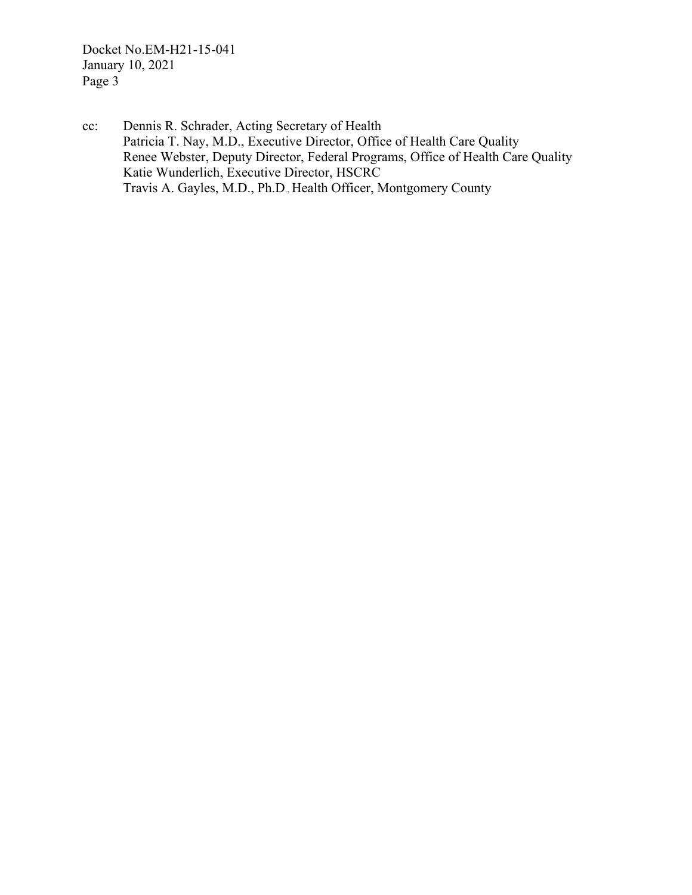cc: Dennis R. Schrader, Acting Secretary of Health
Patricia T. Nay, M.D., Executive Director, Office of Health Care Quality
Renee Webster, Deputy Director, Federal Programs, Office of Health Care Quality
Katie Wunderlich, Executive Director, HSCRC
Travis A. Gayles, M.D., Ph.D., Health Officer, Montgomery County